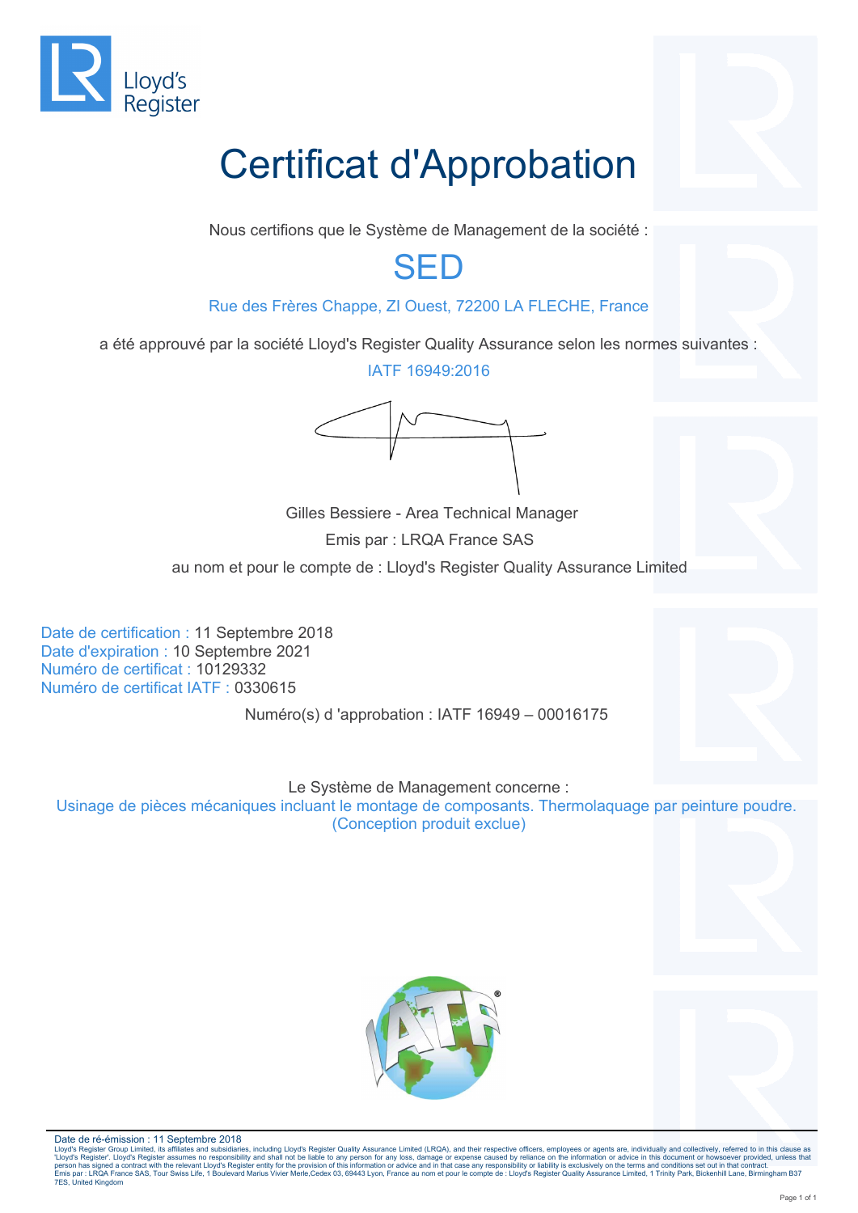Lloyd's Register

# Certificat d'Approbation

Nous certifions que le Système de Management de la société :

## SED

Rue des Frères Chappe, ZI Ouest, 72200 LA FLECHE, France

a été approuvé par la société Lloyd's Register Quality Assurance selon les normes suivantes :

IATF 16949:2016

Gilles Bessiere - Area Technical Manager

Emis par : LRQA France SAS

au nom et pour le compte de : Lloyd's Register Quality Assurance Limited

Date de certification : 11 Septembre 2018
Date d'expiration : 10 Septembre 2021
Numéro de certificat : 10129332
Numéro de certificat IATF : 0330615

Numéro(s) d 'approbation : IATF 16949 – 00016175

Le Système de Management concerne :

Usinage de pièces mécaniques incluant le montage de composants. Thermolaquage par peinture poudre.
(Conception produit exclue)

Date de ré-émission : 11 Septembre 2018

Lloyd's Register Group Limited, its affiliates and subsidiaries, including Lloyd's Register Quality Assurance Limited (LRQA), and their respective officers, employees or agents are, individually and collectively, referred to in this clause as 'Lloyd's Register'. Lloyd's Register assumes no responsibility and shall not be liable to any person for any loss, damage or expense caused by reliance on the information or advice in this document or howsoever provided, unless that person has signed a contract with the relevant Lloyd's Register entity for the provision of this information or advice and in that case any responsibility or liability is exclusively on the terms and conditions set out in that contract.
Emis par : LRQA France SAS, Tour Swiss Life, 1 Boulevard Marius Vivier Merle,Cedex 03, 69443 Lyon, France au nom et pour le compte de : Lloyd's Register Quality Assurance Limited, 1 Trinity Park, Bickenhill Lane, Birmingham B37 7ES, United Kingdom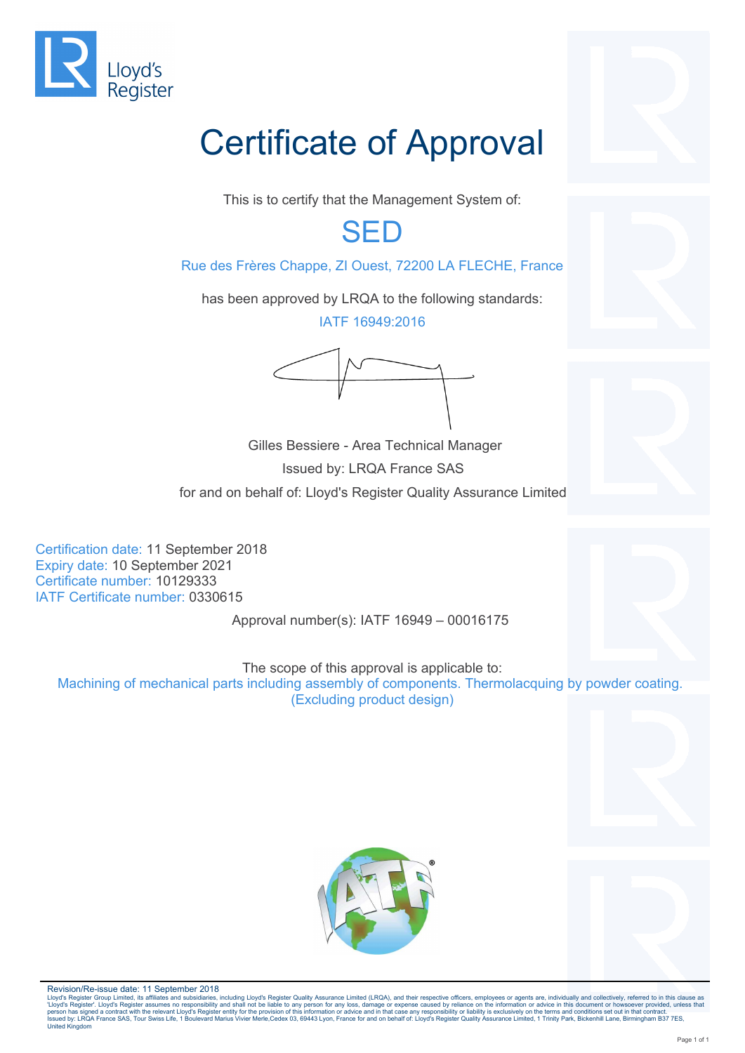# Certificate of Approval

This is to certify that the Management System of:

## SED

Rue des Frères Chappe, ZI Ouest, 72200 LA FLECHE, France

has been approved by LRQA to the following standards:

IATF 16949:2016

Gilles Bessiere - Area Technical Manager

Issued by: LRQA France SAS

for and on behalf of: Lloyd's Register Quality Assurance Limited

Certification date: 11 September 2018
Expiry date: 10 September 2021
Certificate number: 10129333
IATF Certificate number: 0330615

Approval number(s): IATF 16949 – 00016175

The scope of this approval is applicable to:

Machining of mechanical parts including assembly of components. Thermolacquing by powder coating. (Excluding product design)

Revision/Re-issue date: 11 September 2018

Lloyd's Register Group Limited, its affiliates and subsidiaries, including Lloyd's Register Quality Assurance Limited (LRQA), and their respective officers, employees or agents are, individually and collectively, referred to in this clause as 'Lloyd's Register'. Lloyd's Register assumes no responsibility and shall not be liable to any person for any loss, damage or expense caused by reliance on the information or advice in this document or howsoever provided, unless that person has signed a contract with the relevant Lloyd's Register entity for the provision of this information or advice and in that case any responsibility or liability is exclusively on the terms and conditions set out in that contract.
Issued by: LRQA France SAS, Tour Swiss Life, 1 Boulevard Marius Vivier Merle,Cedex 03, 69443 Lyon, France for and on behalf of: Lloyd's Register Quality Assurance Limited, 1 Trinity Park, Bickenhill Lane, Birmingham B37 7ES, United Kingdom